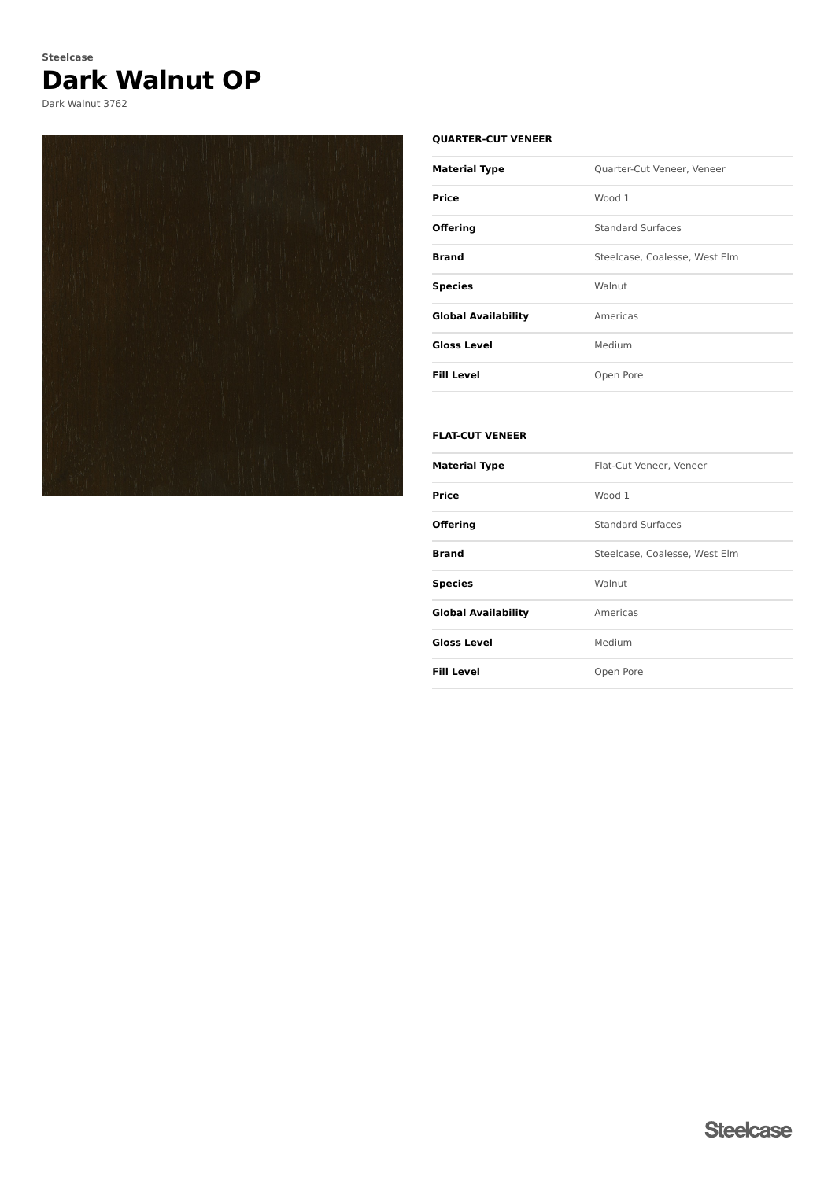Steelcase

# Dark Walnut OP

Dark Walnut 3762

### QUARTER-CUT VENEER

| | |
|---|---|
| **Material Type** | Quarter-Cut Veneer, Veneer |
| **Price** | Wood 1 |
| **Offering** | Standard Surfaces |
| **Brand** | Steelcase, Coalesse, West Elm |
| **Species** | Walnut |
| **Global Availability** | Americas |
| **Gloss Level** | Medium |
| **Fill Level** | Open Pore |

### FLAT-CUT VENEER

| | |
|---|---|
| **Material Type** | Flat-Cut Veneer, Veneer |
| **Price** | Wood 1 |
| **Offering** | Standard Surfaces |
| **Brand** | Steelcase, Coalesse, West Elm |
| **Species** | Walnut |
| **Global Availability** | Americas |
| **Gloss Level** | Medium |
| **Fill Level** | Open Pore |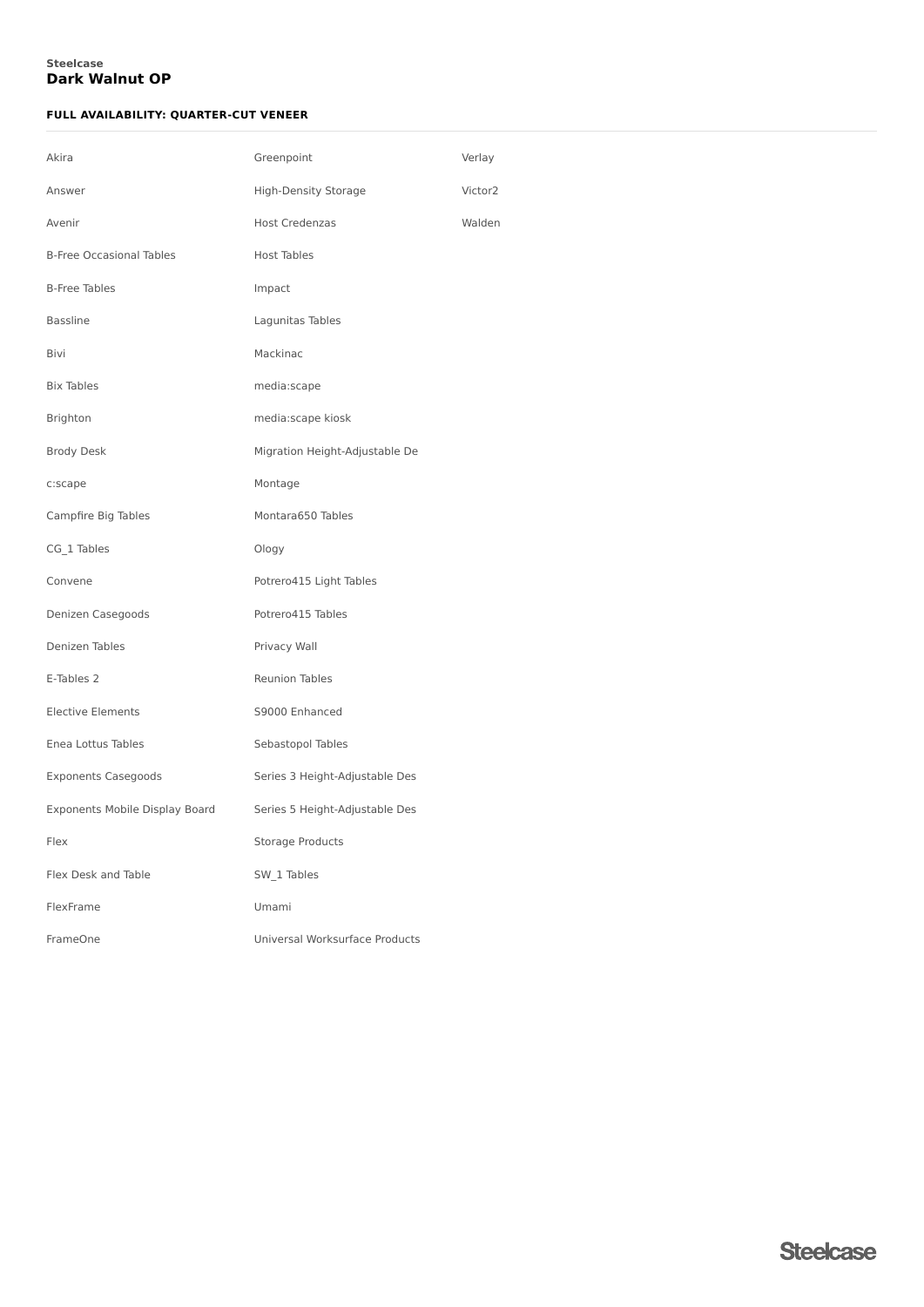**Steelcase**
**Dark Walnut OP**

**FULL AVAILABILITY: QUARTER-CUT VENEER**

- Akira
- Answer
- Avenir
- B-Free Occasional Tables
- B-Free Tables
- Bassline
- Bivi
- Bix Tables
- Brighton
- Brody Desk
- c:scape
- Campfire Big Tables
- CG_1 Tables
- Convene
- Denizen Casegoods
- Denizen Tables
- E-Tables 2
- Elective Elements
- Enea Lottus Tables
- Exponents Casegoods
- Exponents Mobile Display Board
- Flex
- Flex Desk and Table
- FlexFrame
- FrameOne
- Greenpoint
- High-Density Storage
- Host Credenzas
- Host Tables
- Impact
- Lagunitas Tables
- Mackinac
- media:scape
- media:scape kiosk
- Migration Height-Adjustable De
- Montage
- Montara650 Tables
- Ology
- Potrero415 Light Tables
- Potrero415 Tables
- Privacy Wall
- Reunion Tables
- S9000 Enhanced
- Sebastopol Tables
- Series 3 Height-Adjustable Des
- Series 5 Height-Adjustable Des
- Storage Products
- SW_1 Tables
- Umami
- Universal Worksurface Products
- Verlay
- Victor2
- Walden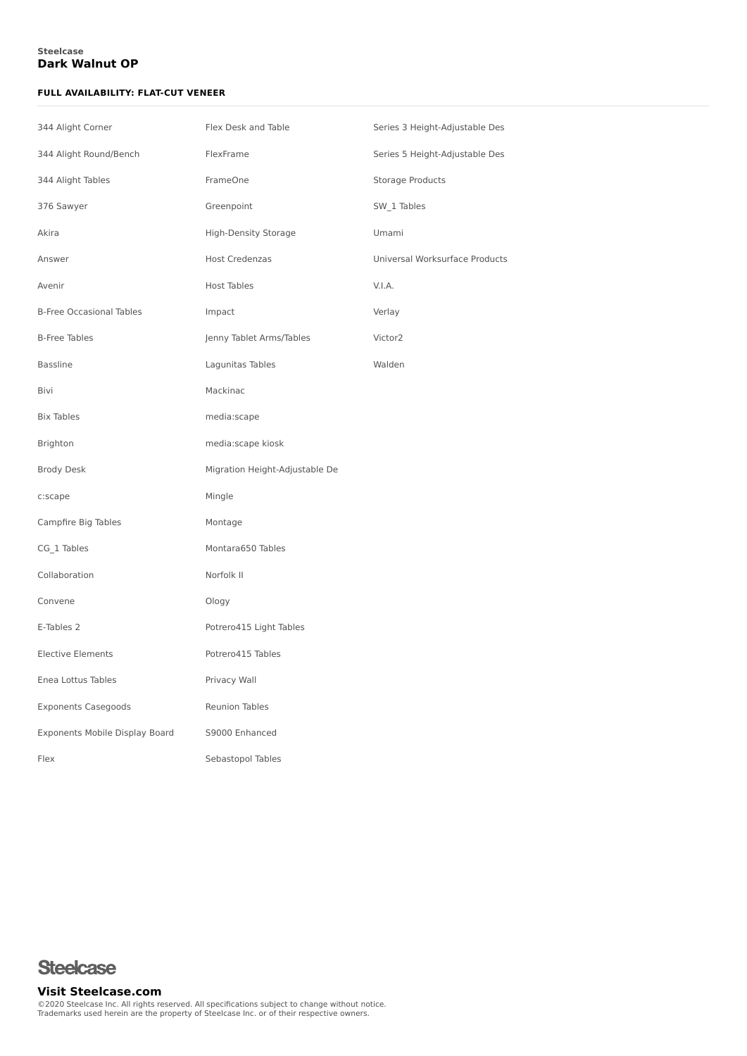**Steelcase**
## Dark Walnut OP

#### FULL AVAILABILITY: FLAT-CUT VENEER

344 Alight Corner
344 Alight Round/Bench
344 Alight Tables
376 Sawyer
Akira
Answer
Avenir
B-Free Occasional Tables
B-Free Tables
Bassline
Bivi
Bix Tables
Brighton
Brody Desk
c:scape
Campfire Big Tables
CG_1 Tables
Collaboration
Convene
E-Tables 2
Elective Elements
Enea Lottus Tables
Exponents Casegoods
Exponents Mobile Display Board
Flex
Flex Desk and Table
FlexFrame
FrameOne
Greenpoint
High-Density Storage
Host Credenzas
Host Tables
Impact
Jenny Tablet Arms/Tables
Lagunitas Tables
Mackinac
media:scape
media:scape kiosk
Migration Height-Adjustable De
Mingle
Montage
Montara650 Tables
Norfolk II
Ology
Potrero415 Light Tables
Potrero415 Tables
Privacy Wall
Reunion Tables
S9000 Enhanced
Sebastopol Tables
Series 3 Height-Adjustable Des
Series 5 Height-Adjustable Des
Storage Products
SW_1 Tables
Umami
Universal Worksurface Products
V.I.A.
Verlay
Victor2
Walden

Steelcase

**Visit Steelcase.com**
©2020 Steelcase Inc. All rights reserved. All specifications subject to change without notice.
Trademarks used herein are the property of Steelcase Inc. or of their respective owners.